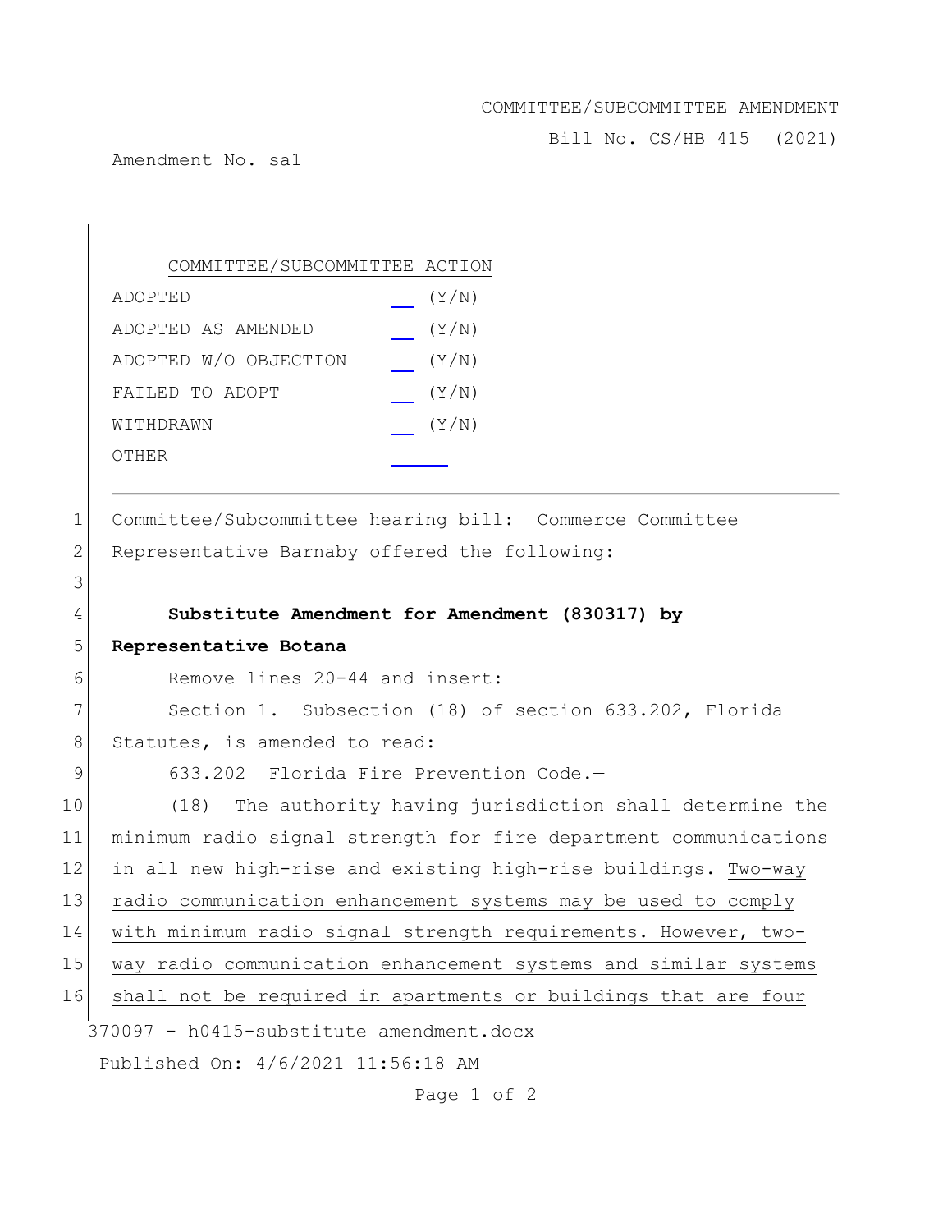COMMITTEE/SUBCOMMITTEE AMENDMENT

Bill No. CS/HB 415 (2021)

Amendment No. sa1

| COMMITTEE/SUBCOMMITTEE ACTION | |
|---|---|
| ADOPTED | __ (Y/N) |
| ADOPTED AS AMENDED | __ (Y/N) |
| ADOPTED W/O OBJECTION | __ (Y/N) |
| FAILED TO ADOPT | __ (Y/N) |
| WITHDRAWN | __ (Y/N) |
| OTHER | ____ |

---

1 Committee/Subcommittee hearing bill: Commerce Committee

2 Representative Barnaby offered the following:

3

4 **Substitute Amendment for Amendment (830317) by**

5 **Representative Botana**

6 Remove lines 20-44 and insert:

7 Section 1. Subsection (18) of section 633.202, Florida

8 Statutes, is amended to read:

9 633.202 Florida Fire Prevention Code.—

10 (18) The authority having jurisdiction shall determine the

11 minimum radio signal strength for fire department communications

12 in all new high-rise and existing high-rise buildings. <u>Two-way</u>

13 <u>radio communication enhancement systems may be used to comply</u>

14 <u>with minimum radio signal strength requirements. However, two-</u>

15 <u>way radio communication enhancement systems and similar systems</u>

16 <u>shall not be required in apartments or buildings that are four</u>

370097 - h0415-substitute amendment.docx

Published On: 4/6/2021 11:56:18 AM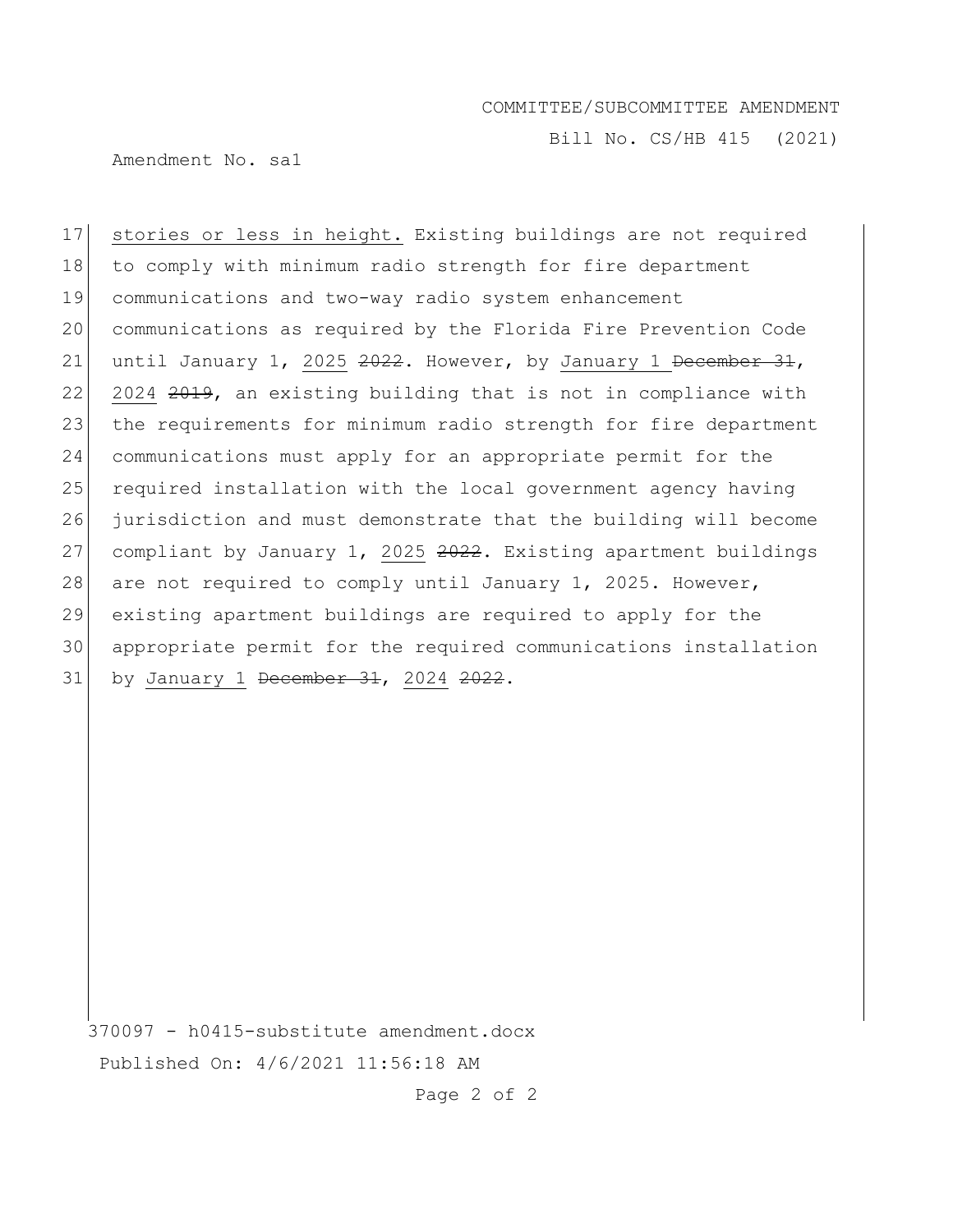17 stories or less in height. Existing buildings are not required
18 to comply with minimum radio strength for fire department
19 communications and two-way radio system enhancement
20 communications as required by the Florida Fire Prevention Code
21 until January 1, 2025 ~~2022~~. However, by January 1 ~~December 31~~,
22 2024 ~~2019~~, an existing building that is not in compliance with
23 the requirements for minimum radio strength for fire department
24 communications must apply for an appropriate permit for the
25 required installation with the local government agency having
26 jurisdiction and must demonstrate that the building will become
27 compliant by January 1, 2025 ~~2022~~. Existing apartment buildings
28 are not required to comply until January 1, 2025. However,
29 existing apartment buildings are required to apply for the
30 appropriate permit for the required communications installation
31 by January 1 ~~December 31~~, 2024 ~~2022~~.

370097 - h0415-substitute amendment.docx

Published On: 4/6/2021 11:56:18 AM